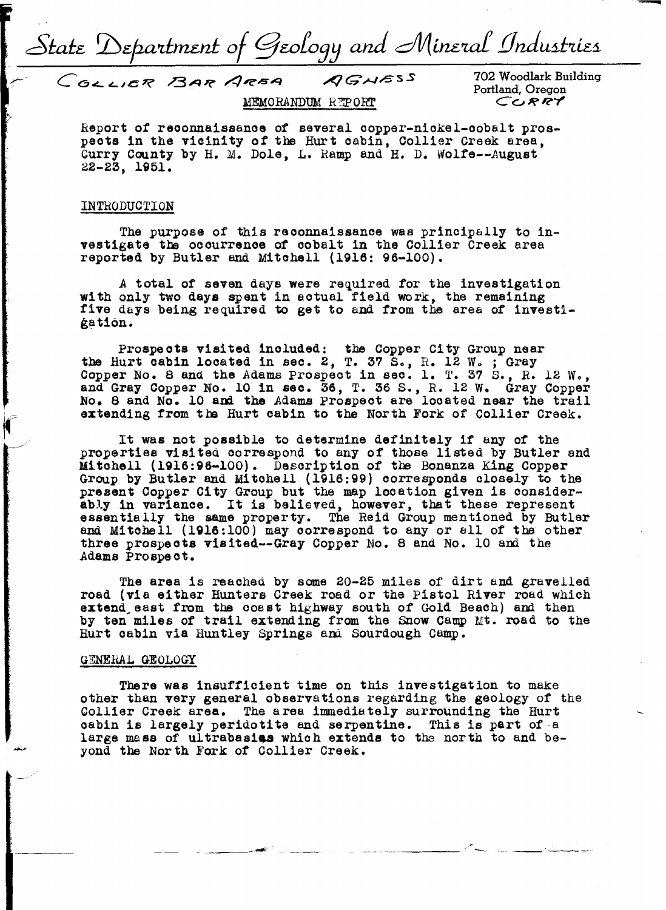# State Department of Geology and Mineral Industries

COLLIER BAR AREA AGNESS

702 Woodlark Building
Portland, Oregon
CURRY

MEMORANDUM REPORT

Report of reconnaissance of several copper-nickel-cobalt prospects in the vicinity of the Hurt cabin, Collier Creek area, Curry County by H. M. Dole, L. Ramp and H. D. Wolfe--August 22-23, 1951.

## INTRODUCTION

The purpose of this reconnaissance was principally to investigate the occurrence of cobalt in the Collier Creek area reported by Butler and Mitchell (1916: 96-100).

A total of seven days were required for the investigation with only two days spent in actual field work, the remaining five days being required to get to and from the area of investigation.

Prospects visited included: the Copper City Group near the Hurt cabin located in sec. 2, T. 37 S., R. 12 W. ; Gray Copper No. 8 and the Adams Prospect in sec. 1. T. 37 S., R. 12 W., and Gray Copper No. 10 in sec. 36, T. 36 S., R. 12 W. Gray Copper No. 8 and No. 10 and the Adams Prospect are located near the trail extending from the Hurt cabin to the North Fork of Collier Creek.

It was not possible to determine definitely if any of the properties visited correspond to any of those listed by Butler and Mitchell (1916:96-100). Description of the Bonanza King Copper Group by Butler and Mitchell (1916:99) corresponds closely to the present Copper City Group but the map location given is considerably in variance. It is believed, however, that these represent essentially the same property. The Reid Group mentioned by Butler and Mitchell (1916:100) may correspond to any or all of the other three prospects visited--Gray Copper No. 8 and No. 10 and the Adams Prospect.

The area is reached by some 20-25 miles of dirt and gravelled road (via either Hunters Creek road or the Pistol River road which extend east from the coast highway south of Gold Beach) and then by ten miles of trail extending from the Snow Camp Mt. road to the Hurt cabin via Huntley Springs and Sourdough Camp.

## GENERAL GEOLOGY

There was insufficient time on this investigation to make other than very general observations regarding the geology of the Collier Creek area. The area immediately surrounding the Hurt cabin is largely peridotite and serpentine. This is part of a large mass of ultrabasics which extends to the north to and beyond the North Fork of Collier Creek.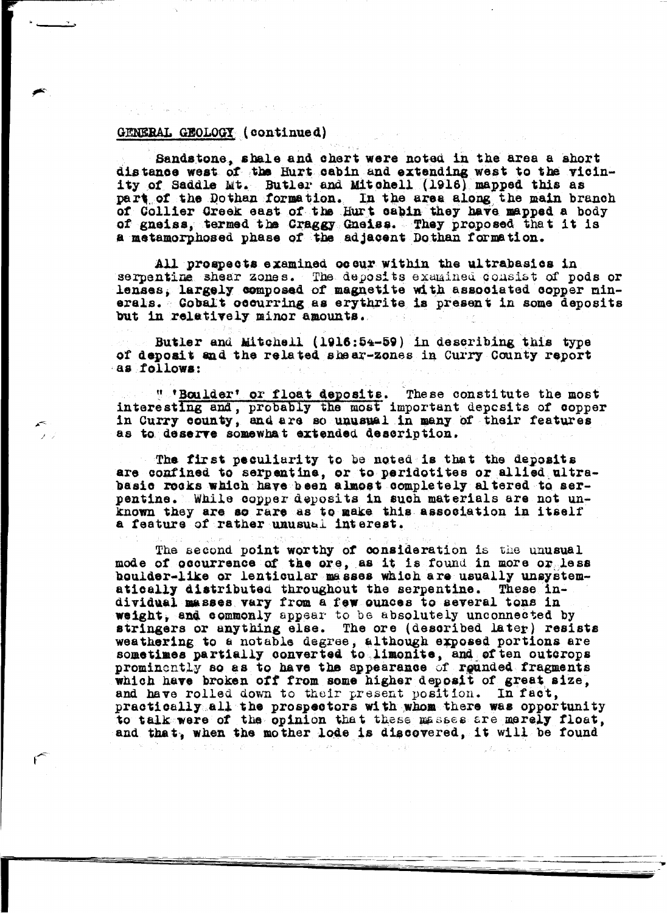GENERAL GEOLOGY (continued)

Sandstone, shale and chert were noted in the area a short distance west of the Hurt cabin and extending west to the vicinity of Saddle Mt. Butler and Mitchell (1916) mapped this as part of the Dothan formation. In the area along the main branch of Collier Creek east of the Hurt cabin they have mapped a body of gneiss, termed the Craggy Gneiss. They proposed that it is a metamorphosed phase of the adjacent Dothan formation.

All prospects examined occur within the ultrabasics in serpentine shear zones. The deposits examined consist of pods or lenses, largely composed of magnetite with associated copper minerals. Cobalt occurring as erythrite is present in some deposits but in relatively minor amounts.

Butler and Mitchell (1916:54-59) in describing this type of deposit and the related shear-zones in Curry County report as follows:

" 'Boulder' or float deposits. These constitute the most interesting and, probably the most important deposits of copper in Curry county, and are so unusual in many of their features as to deserve somewhat extended description.

The first peculiarity to be noted is that the deposits are confined to serpentine, or to peridotites or allied ultrabasic rocks which have been almost completely altered to serpentine. While copper deposits in such materials are not unknown they are so rare as to make this association in itself a feature of rather unusual interest.

The second point worthy of consideration is the unusual mode of occurrence of the ore, as it is found in more or less boulder-like or lenticular masses which are usually unsystematically distributed throughout the serpentine. These individual masses vary from a few ounces to several tons in weight, and commonly appear to be absolutely unconnected by stringers or anything else. The ore (described later) resists weathering to a notable degree, although exposed portions are sometimes partially converted to limonite, and often outcrops prominently so as to have the appearance of rounded fragments which have broken off from some higher deposit of great size, and have rolled down to their present position. In fact, practically all the prospectors with whom there was opportunity to talk were of the opinion that these masses are merely float, and that, when the mother lode is discovered, it will be found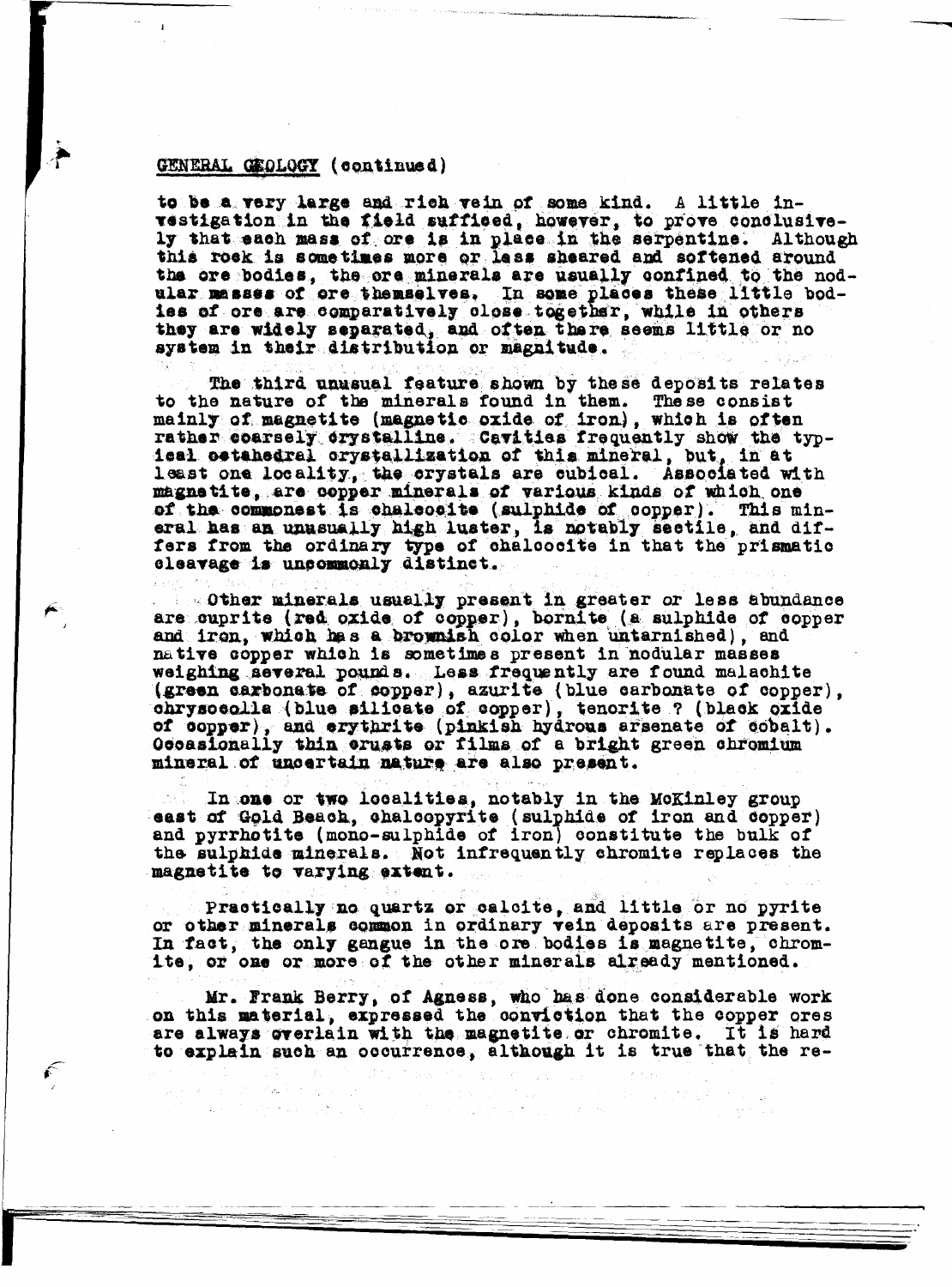GENERAL GEOLOGY (continued)

to be a very large and rich vein of some kind. A little investigation in the field sufficed, however, to prove conclusively that each mass of ore is in place in the serpentine. Although this rock is sometimes more or less sheared and softened around the ore bodies, the ore minerals are usually confined to the nodular masses of ore themselves. In some places these little bodies of ore are comparatively close together, while in others they are widely separated, and often there seems little or no system in their distribution or magnitude.

The third unusual feature shown by these deposits relates to the nature of the minerals found in them. These consist mainly of magnetite (magnetic oxide of iron), which is often rather coarsely crystalline. Cavities frequently show the typical octahedral crystallization of this mineral, but, in at least one locality, the crystals are cubical. Associated with magnetite, are copper minerals of various kinds of which one of the commonest is chalcocite (sulphide of copper). This mineral has an unusually high luster, is notably sectile, and differs from the ordinary type of chalcocite in that the prismatic cleavage is uncommonly distinct.

Other minerals usually present in greater or less abundance are cuprite (red oxide of copper), bornite (a sulphide of copper and iron, which has a brownish color when untarnished), and native copper which is sometimes present in nodular masses weighing several pounds. Less frequently are found malachite (green carbonate of copper), azurite (blue carbonate of copper), chrysocolla (blue silicate of copper), tenorite ? (black oxide of copper), and erythrite (pinkish hydrous arsenate of cobalt). Occasionally thin crusts or films of a bright green chromium mineral of uncertain nature are also present.

In one or two localities, notably in the McKinley group east of Gold Beach, chalcopyrite (sulphide of iron and copper) and pyrrhotite (mono-sulphide of iron) constitute the bulk of the sulphide minerals. Not infrequently chromite replaces the magnetite to varying extent.

Practically no quartz or calcite, and little or no pyrite or other minerals common in ordinary vein deposits are present. In fact, the only gangue in the ore bodies is magnetite, chromite, or one or more of the other minerals already mentioned.

Mr. Frank Berry, of Agness, who has done considerable work on this material, expressed the conviction that the copper ores are always overlain with the magnetite or chromite. It is hard to explain such an occurrence, although it is true that the re-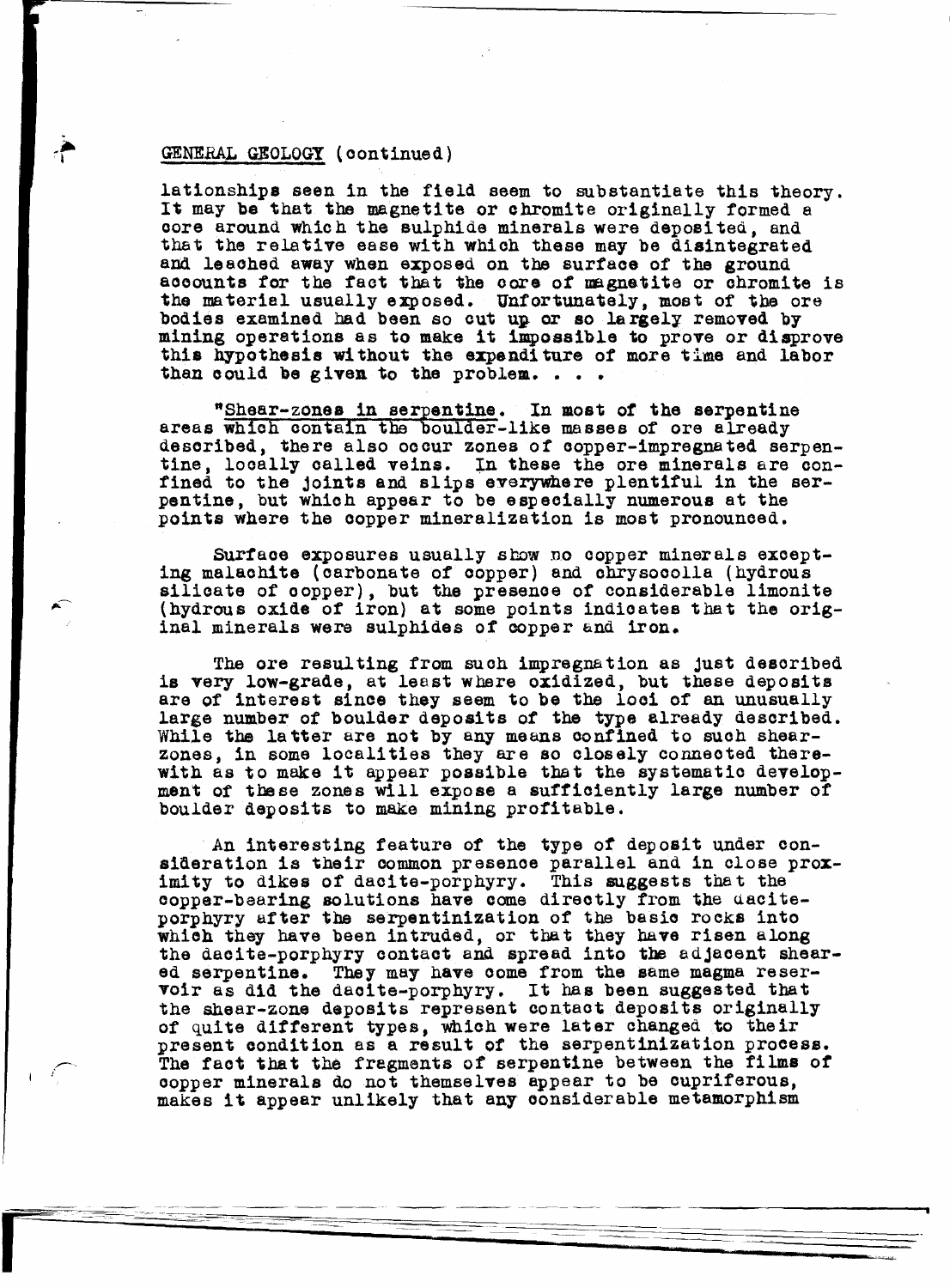GENERAL GEOLOGY (continued)

lationships seen in the field seem to substantiate this theory. It may be that the magnetite or chromite originally formed a core around which the sulphide minerals were deposited, and that the relative ease with which these may be disintegrated and leached away when exposed on the surface of the ground accounts for the fact that the core of magnetite or chromite is the material usually exposed. Unfortunately, most of the ore bodies examined had been so cut up or so largely removed by mining operations as to make it impossible to prove or disprove this hypothesis without the expenditure of more time and labor than could be given to the problem. . . .

"<u>Shear-zones in serpentine</u>. In most of the serpentine areas which contain the boulder-like masses of ore already described, there also occur zones of copper-impregnated serpentine, locally called veins. In these the ore minerals are confined to the joints and slips everywhere plentiful in the serpentine, but which appear to be especially numerous at the points where the copper mineralization is most pronounced.

Surface exposures usually show no copper minerals excepting malachite (carbonate of copper) and chrysocolla (hydrous silicate of copper), but the presence of considerable limonite (hydrous oxide of iron) at some points indicates that the original minerals were sulphides of copper and iron.

The ore resulting from such impregnation as just described is very low-grade, at least where oxidized, but these deposits are of interest since they seem to be the loci of an unusually large number of boulder deposits of the type already described. While the latter are not by any means confined to such shear-zones, in some localities they are so closely connected therewith as to make it appear possible that the systematic development of these zones will expose a sufficiently large number of boulder deposits to make mining profitable.

An interesting feature of the type of deposit under consideration is their common presence parallel and in close proximity to dikes of dacite-porphyry. This suggests that the copper-bearing solutions have come directly from the dacite-porphyry after the serpentinization of the basic rocks into which they have been intruded, or that they have risen along the dacite-porphyry contact and spread into the adjacent sheared serpentine. They may have come from the same magma reservoir as did the dacite-porphyry. It has been suggested that the shear-zone deposits represent contact deposits originally of quite different types, which were later changed to their present condition as a result of the serpentinization process. The fact that the fragments of serpentine between the films of copper minerals do not themselves appear to be cupriferous, makes it appear unlikely that any considerable metamorphism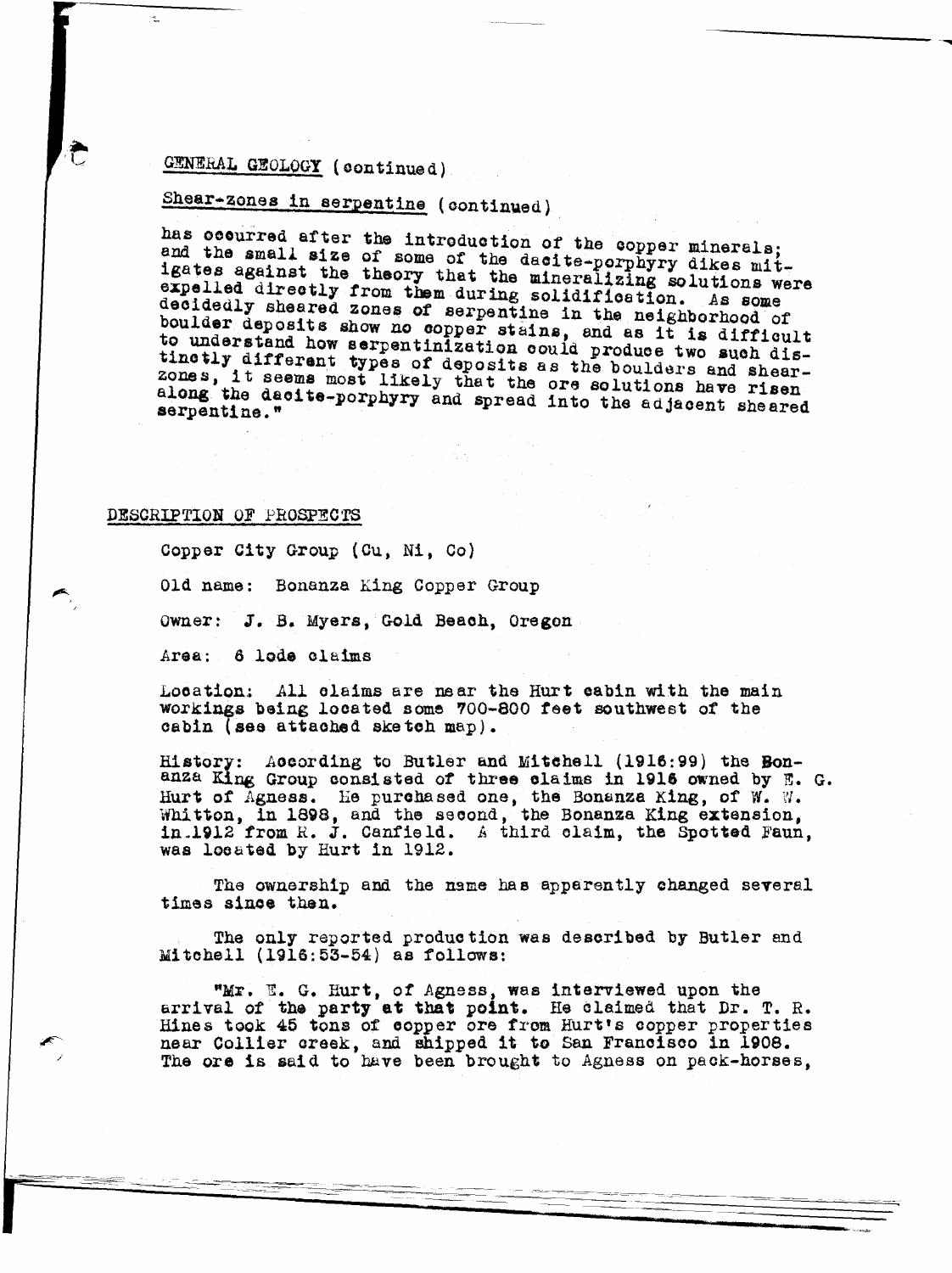## GENERAL GEOLOGY (continued)

### Shear-zones in serpentine (continued)

has occurred after the introduction of the copper minerals; and the small size of some of the dacite-porphyry dikes mitigates against the theory that the mineralizing solutions were expelled directly from them during solidification. As some decidedly sheared zones of serpentine in the neighborhood of boulder deposits show no copper stains, and as it is difficult to understand how serpentinization could produce two such distinctly different types of deposits as the boulders and shear-zones, it seems most likely that the ore solutions have risen along the dacite-porphyry and spread into the adjacent sheared serpentine."

## DESCRIPTION OF PROSPECTS

Copper City Group (Cu, Ni, Co)

Old name: Bonanza King Copper Group

Owner: J. B. Myers, Gold Beach, Oregon

Area: 6 lode claims

Location: All claims are near the Hurt cabin with the main workings being located some 700-800 feet southwest of the cabin (see attached sketch map).

History: According to Butler and Mitchell (1916:99) the Bonanza King Group consisted of three claims in 1916 owned by E. G. Hurt of Agness. He purchased one, the Bonanza King, of W. W. Whitton, in 1898, and the second, the Bonanza King extension, in 1912 from R. J. Canfield. A third claim, the Spotted Faun, was located by Hurt in 1912.

The ownership and the name has apparently changed several times since then.

The only reported production was described by Butler and Mitchell (1916:53-54) as follows:

"Mr. E. G. Hurt, of Agness, was interviewed upon the arrival of the party at that point. He claimed that Dr. T. R. Hines took 45 tons of copper ore from Hurt's copper properties near Collier creek, and shipped it to San Francisco in 1908. The ore is said to have been brought to Agness on pack-horses,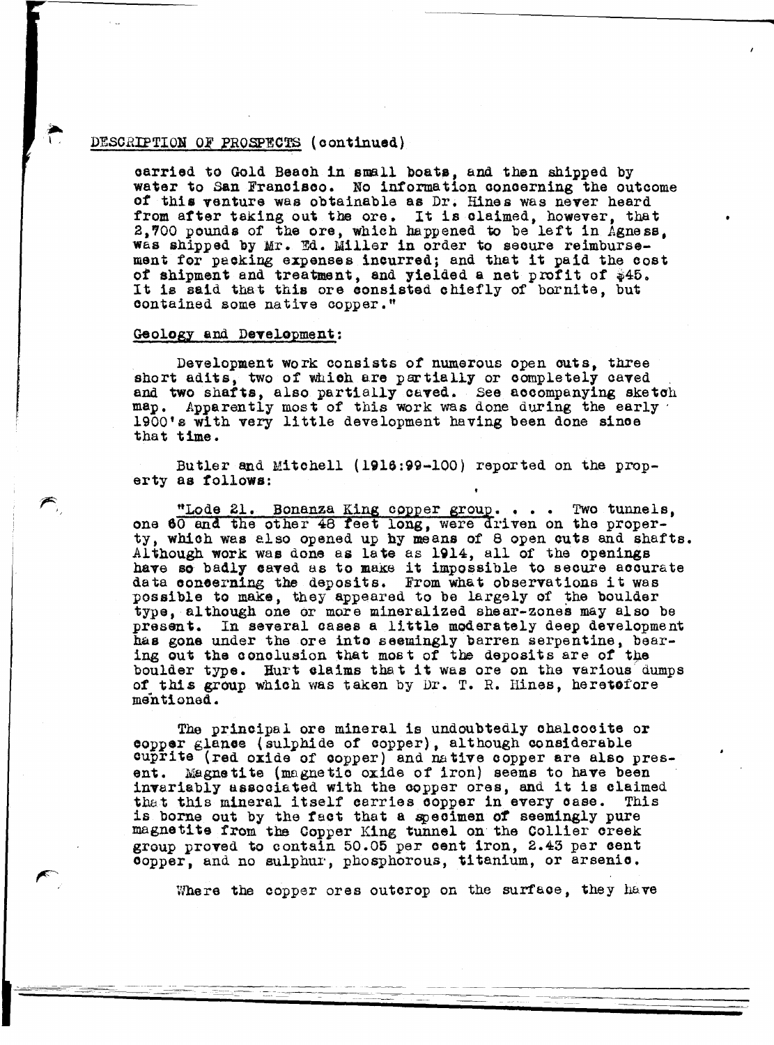DESCRIPTION OF PROSPECTS (continued)

carried to Gold Beach in small boats, and then shipped by water to San Francisco. No information concerning the outcome of this venture was obtainable as Dr. Hines was never heard from after taking out the ore. It is claimed, however, that 2,700 pounds of the ore, which happened to be left in Agness, was shipped by Mr. Ed. Miller in order to secure reimbursement for packing expenses incurred; and that it paid the cost of shipment and treatment, and yielded a net profit of $45. It is said that this ore consisted chiefly of bornite, but contained some native copper."

## Geology and Development:

Development work consists of numerous open cuts, three short adits, two of which are partially or completely caved and two shafts, also partially caved. See accompanying sketch map. Apparently most of this work was done during the early 1900's with very little development having been done since that time.

Butler and Mitchell (1916:99-100) reported on the property as follows:

"Lode 21. Bonanza King copper group. . . . Two tunnels, one 60 and the other 48 feet long, were driven on the property, which was also opened up by means of 8 open cuts and shafts. Although work was done as late as 1914, all of the openings have so badly caved as to make it impossible to secure accurate data concerning the deposits. From what observations it was possible to make, they appeared to be largely of the boulder type, although one or more mineralized shear-zones may also be present. In several cases a little moderately deep development has gone under the ore into seemingly barren serpentine, bearing out the conclusion that most of the deposits are of the boulder type. Hurt claims that it was ore on the various dumps of this group which was taken by Dr. T. R. Hines, heretofore mentioned.

The principal ore mineral is undoubtedly chalcocite or copper glance (sulphide of copper), although considerable cuprite (red oxide of copper) and native copper are also present. Magnetite (magnetic oxide of iron) seems to have been invariably associated with the copper ores, and it is claimed that this mineral itself carries copper in every case. This is borne out by the fact that a specimen of seemingly pure magnetite from the Copper King tunnel on the Collier creek group proved to contain 50.05 per cent iron, 2.43 per cent copper, and no sulphur, phosphorous, titanium, or arsenic.

Where the copper ores outcrop on the surface, they have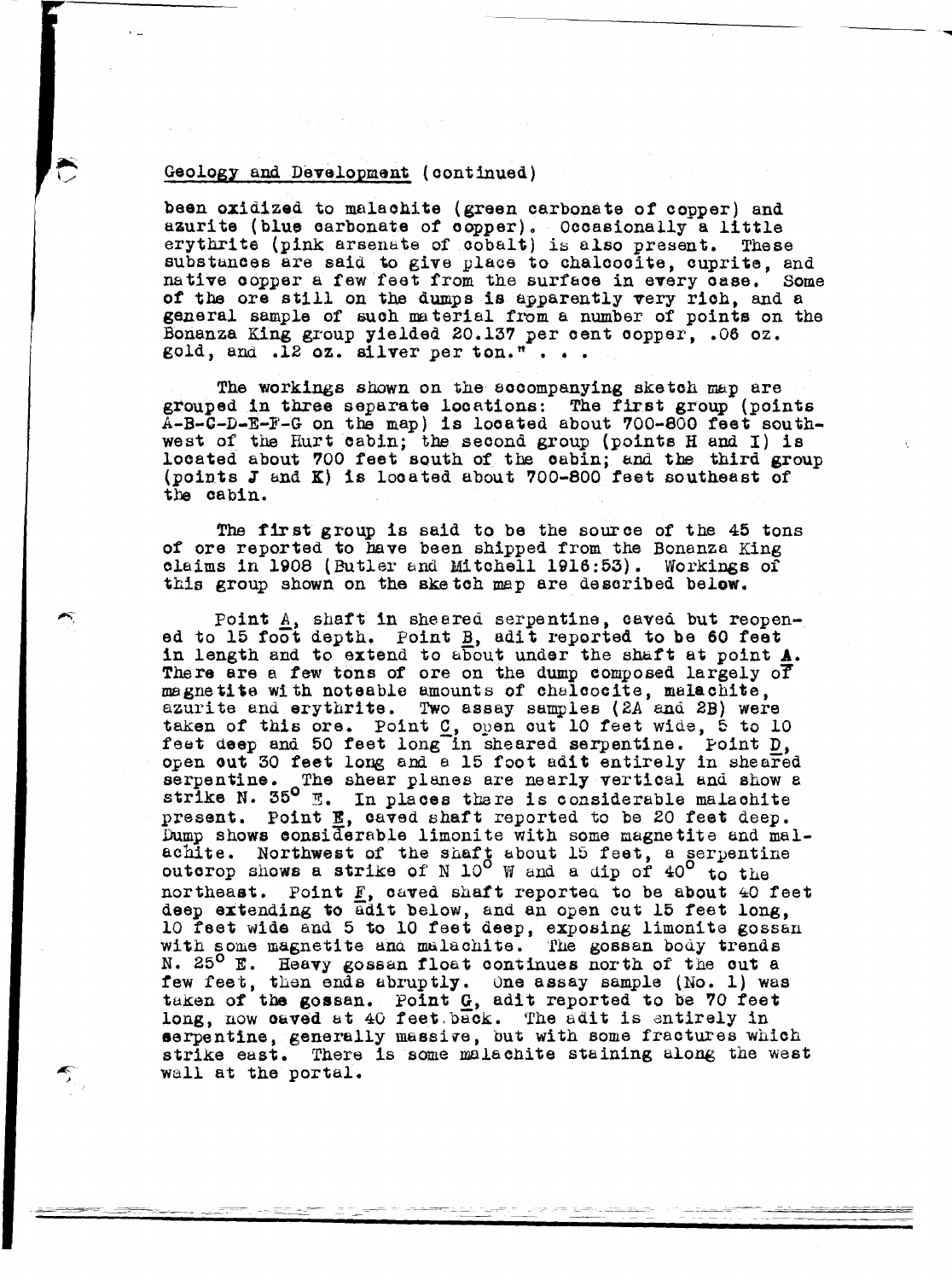## Geology and Development (continued)

been oxidized to malachite (green carbonate of copper) and azurite (blue carbonate of copper). Occasionally a little erythrite (pink arsenate of cobalt) is also present. These substances are said to give place to chalcocite, cuprite, and native copper a few feet from the surface in every case. Some of the ore still on the dumps is apparently very rich, and a general sample of such material from a number of points on the Bonanza King group yielded 20.137 per cent copper, .06 oz. gold, and .12 oz. silver per ton." . . .

The workings shown on the accompanying sketch map are grouped in three separate locations: The first group (points A-B-C-D-E-F-G on the map) is located about 700-800 feet southwest of the Hurt cabin; the second group (points H and I) is located about 700 feet south of the cabin; and the third group (points J and K) is located about 700-800 feet southeast of the cabin.

The first group is said to be the source of the 45 tons of ore reported to have been shipped from the Bonanza King claims in 1908 (Butler and Mitchell 1916:53). Workings of this group shown on the sketch map are described below.

Point _A_, shaft in sheared serpentine, caved but reopened to 15 foot depth. Point _B_, adit reported to be 60 feet in length and to extend to about under the shaft at point **A**. There are a few tons of ore on the dump composed largely of magnetite with noteable amounts of chalcocite, malachite, azurite and erythrite. Two assay samples (2A and 2B) were taken of this ore. Point _C_, open cut 10 feet wide, 5 to 10 feet deep and 50 feet long in sheared serpentine. Point _D_, open cut 30 feet long and a 15 foot adit entirely in sheared serpentine. The shear planes are nearly vertical and show a strike N. 35° E. In places there is considerable malachite present. Point _E_, caved shaft reported to be 20 feet deep. Dump shows considerable limonite with some magnetite and malachite. Northwest of the shaft about 15 feet, a serpentine outcrop shows a strike of N 10° W and a dip of 40° to the northeast. Point _F_, caved shaft reported to be about 40 feet deep extending to adit below, and an open cut 15 feet long, 10 feet wide and 5 to 10 feet deep, exposing limonite gossan with some magnetite and malachite. The gossan body trends N. 25° E. Heavy gossan float continues north of the cut a few feet, then ends abruptly. One assay sample (No. 1) was taken of the gossan. Point _G_, adit reported to be 70 feet long, now caved at 40 feet back. The adit is entirely in serpentine, generally massive, but with some fractures which strike east. There is some malachite staining along the west wall at the portal.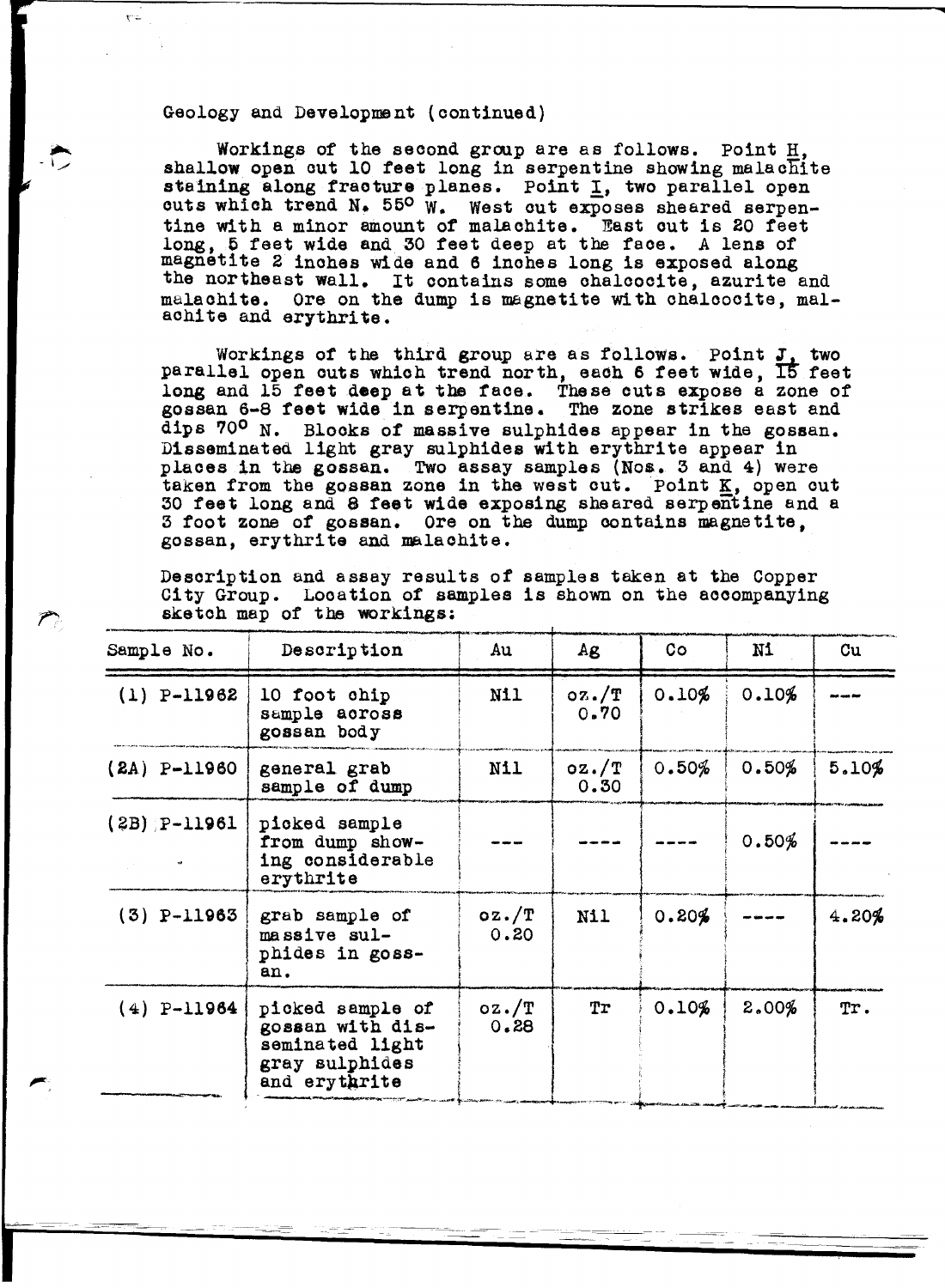Geology and Development (continued)

Workings of the second group are as follows. Point H, shallow open cut 10 feet long in serpentine showing malachite staining along fracture planes. Point I, two parallel open cuts which trend N. 55° W. West cut exposes sheared serpentine with a minor amount of malachite. East cut is 20 feet long, 5 feet wide and 30 feet deep at the face. A lens of magnetite 2 inches wide and 6 inches long is exposed along the northeast wall. It contains some chalcocite, azurite and malachite. Ore on the dump is magnetite with chalcocite, malachite and erythrite.

Workings of the third group are as follows. Point J, two parallel open cuts which trend north, each 6 feet wide, 15 feet long and 15 feet deep at the face. These cuts expose a zone of gossan 6-8 feet wide in serpentine. The zone strikes east and dips 70° N. Blocks of massive sulphides appear in the gossan. Disseminated light gray sulphides with erythrite appear in places in the gossan. Two assay samples (Nos. 3 and 4) were taken from the gossan zone in the west cut. Point K, open cut 30 feet long and 8 feet wide exposing sheared serpentine and a 3 foot zone of gossan. Ore on the dump contains magnetite, gossan, erythrite and malachite.

Description and assay results of samples taken at the Copper City Group. Location of samples is shown on the accompanying sketch map of the workings:

| Sample No. | Description | Au | Ag | Co | Ni | Cu |
|---|---|---|---|---|---|---|
| (1) P-11962 | 10 foot chip sample across gossan body | Nil | oz./T 0.70 | 0.10% | 0.10% | --- |
| (2A) P-11960 | general grab sample of dump | Nil | oz./T 0.30 | 0.50% | 0.50% | 5.10% |
| (2B) P-11961 | picked sample from dump showing considerable erythrite | --- | ---- | ---- | 0.50% | ---- |
| (3) P-11963 | grab sample of massive sulphides in gossan. | oz./T 0.20 | Nil | 0.20% | ---- | 4.20% |
| (4) P-11964 | picked sample of gossan with disseminated light gray sulphides and erythrite | oz./T 0.28 | Tr | 0.10% | 2.00% | Tr. |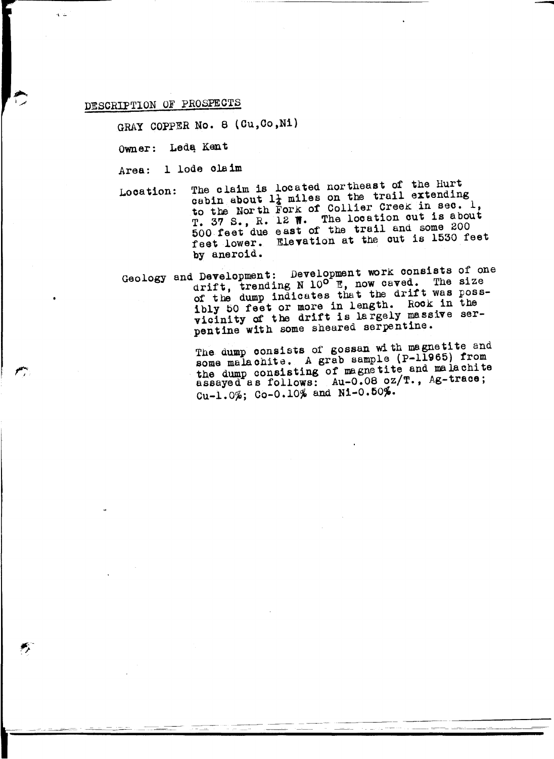## DESCRIPTION OF PROSPECTS

### GRAY COPPER No. 8 (Cu,Co,Ni)

Owner: Leda Kent

Area: 1 lode claim

Location: The claim is located northeast of the Hurt cabin about 1½ miles on the trail extending to the North Fork of Collier Creek in sec. 1, T. 37 S., R. 12 W. The location cut is about 500 feet due east of the trail and some 200 feet lower. Elevation at the cut is 1530 feet by aneroid.

Geology and Development: Development work consists of one drift, trending N 10° E, now caved. The size of the dump indicates that the drift was possibly 50 feet or more in length. Rock in the vicinity of the drift is largely massive serpentine with some sheared serpentine.

The dump consists of gossan with magnetite and some malachite. A grab sample (P-11965) from the dump consisting of magnetite and malachite assayed as follows: Au-0.08 oz/T., Ag-trace; Cu-1.0%; Co-0.10% and Ni-0.50%.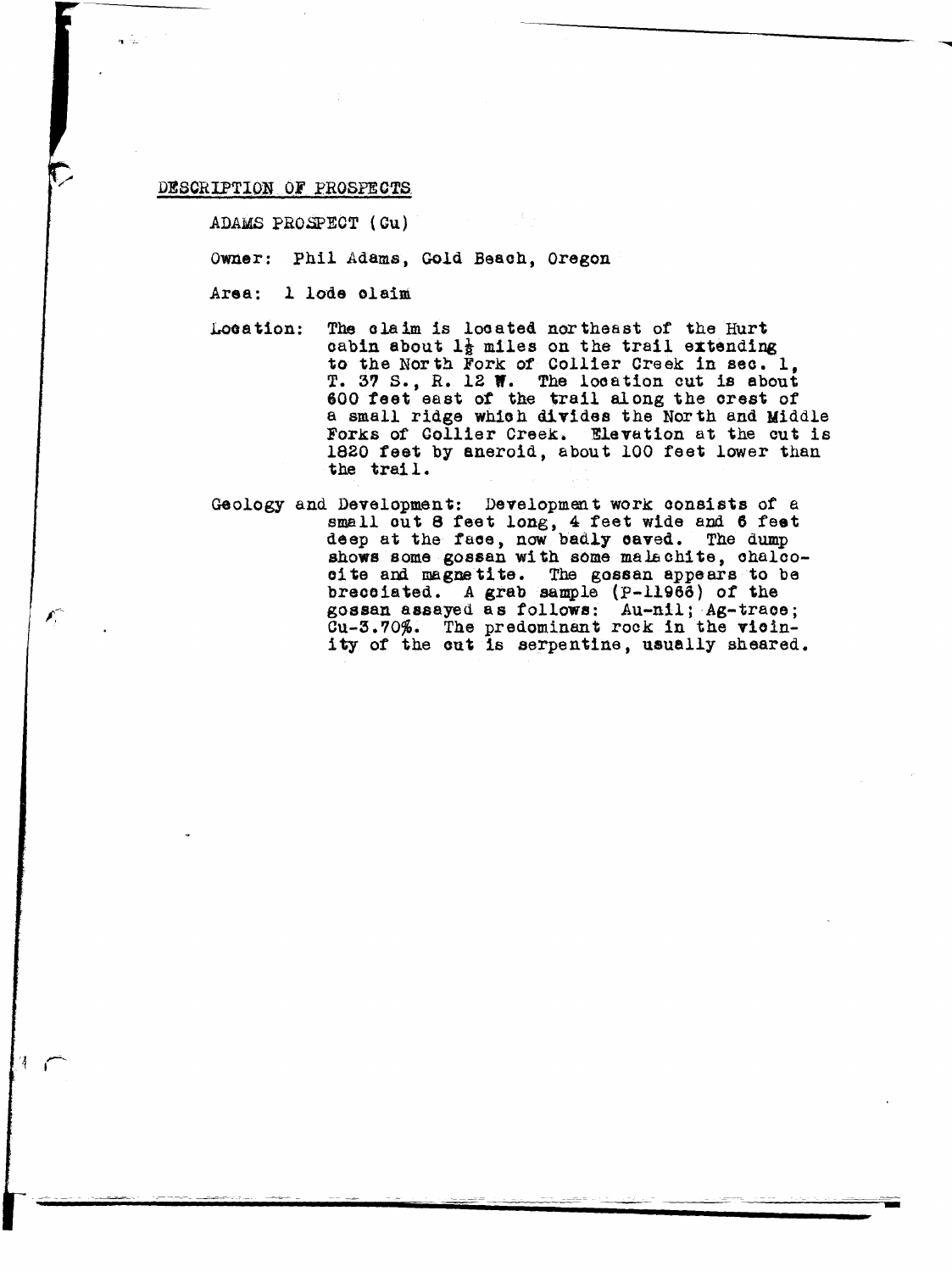## DESCRIPTION OF PROSPECTS

### ADAMS PROSPECT (Cu)

Owner: Phil Adams, Gold Beach, Oregon

Area: 1 lode claim

Location: The claim is located northeast of the Hurt cabin about 1½ miles on the trail extending to the North Fork of Collier Creek in sec. 1, T. 37 S., R. 12 W. The location cut is about 600 feet east of the trail along the crest of a small ridge which divides the North and Middle Forks of Collier Creek. Elevation at the cut is 1820 feet by aneroid, about 100 feet lower than the trail.

Geology and Development: Development work consists of a small cut 8 feet long, 4 feet wide and 6 feet deep at the face, now badly caved. The dump shows some gossan with some malachite, chalcocite and magnetite. The gossan appears to be brecciated. A grab sample (P-11966) of the gossan assayed as follows: Au-nil; Ag-trace; Cu-3.70%. The predominant rock in the vicinity of the cut is serpentine, usually sheared.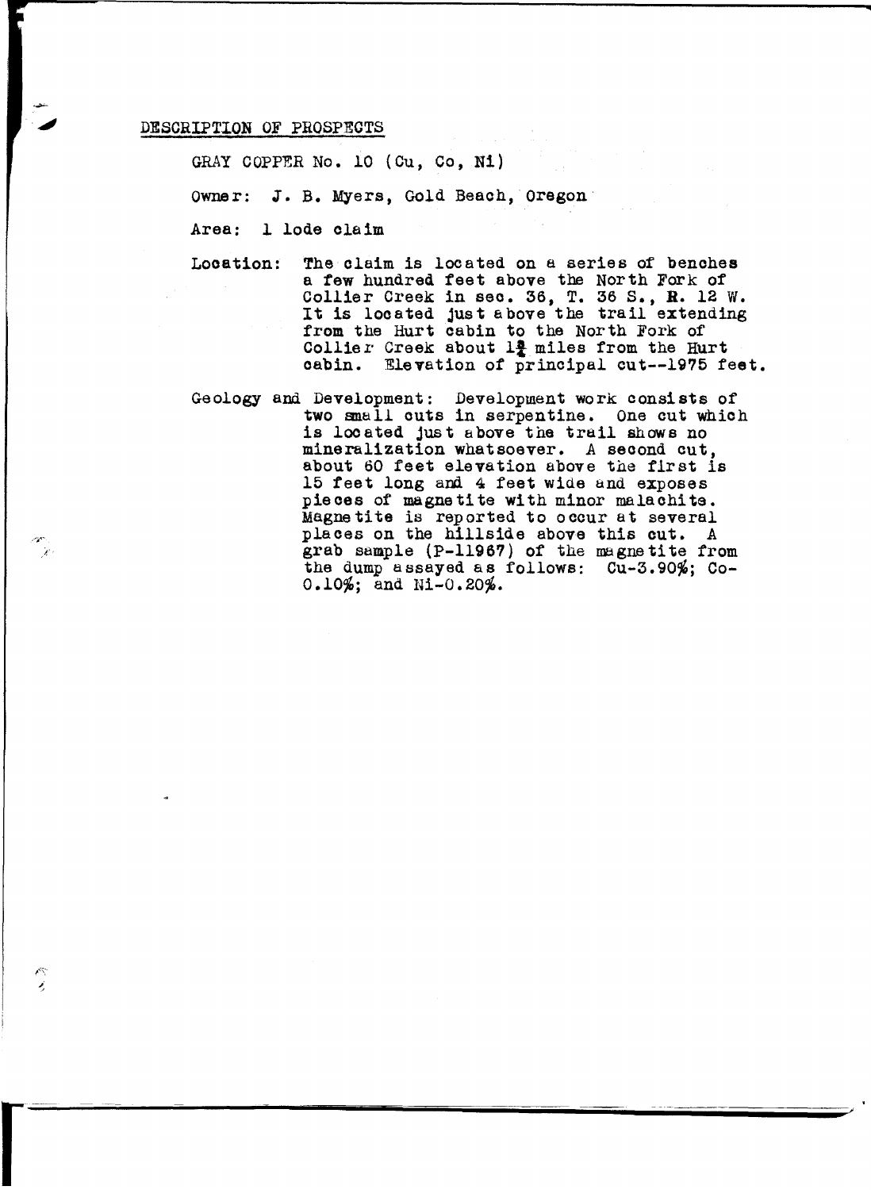## DESCRIPTION OF PROSPECTS

GRAY COPPER No. 10 (Cu, Co, Ni)

Owner: J. B. Myers, Gold Beach, Oregon

Area: 1 lode claim

Location: The claim is located on a series of benches a few hundred feet above the North Fork of Collier Creek in sec. 36, T. 36 S., R. 12 W. It is located just above the trail extending from the Hurt cabin to the North Fork of Collier Creek about 1¾ miles from the Hurt cabin. Elevation of principal cut--1975 feet.

Geology and Development: Development work consists of two small cuts in serpentine. One cut which is located just above the trail shows no mineralization whatsoever. A second cut, about 60 feet elevation above the first is 15 feet long and 4 feet wide and exposes pieces of magnetite with minor malachite. Magnetite is reported to occur at several places on the hillside above this cut. A grab sample (P-11967) of the magnetite from the dump assayed as follows: Cu-3.90%; Co-0.10%; and Ni-0.20%.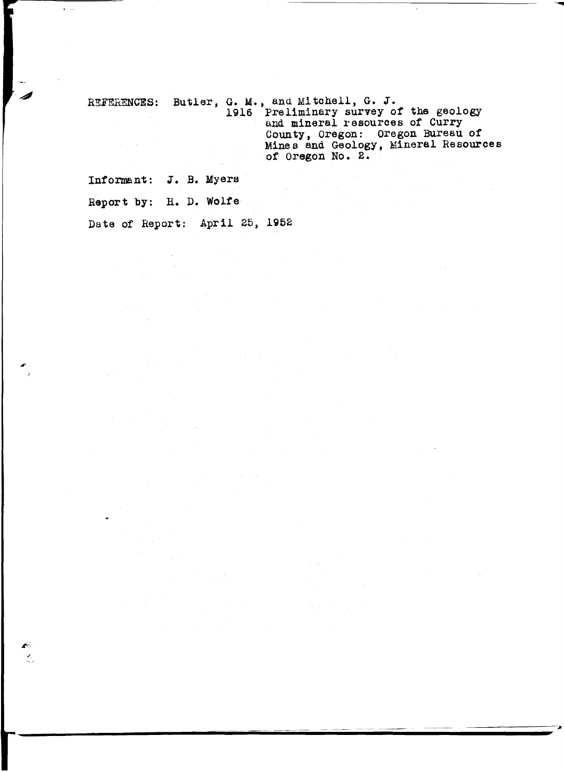REFERENCES: Butler, G. M., and Mitchell, G. J.
1916 Preliminary survey of the geology and mineral resources of Curry County, Oregon: Oregon Bureau of Mines and Geology, Mineral Resources of Oregon No. 2.

Informant: J. B. Myers

Report by: H. D. Wolfe

Date of Report: April 25, 1952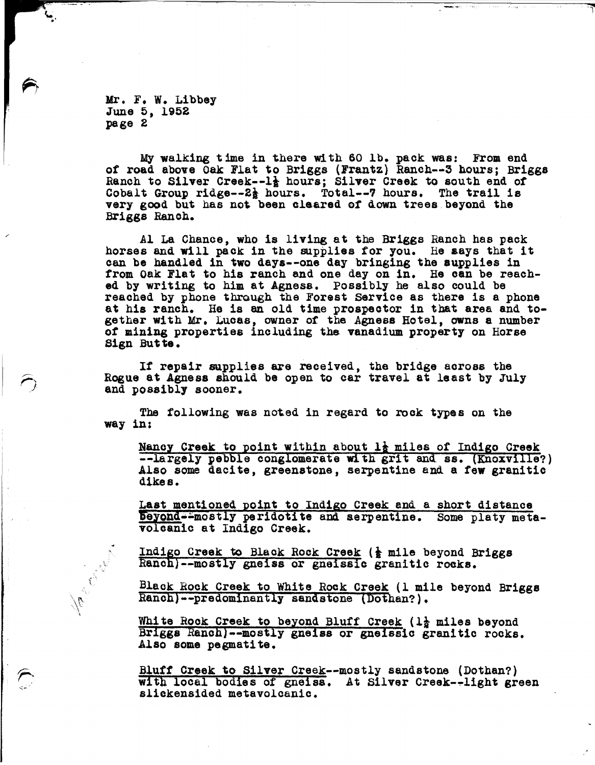Mr. F. W. Libbey
June 5, 1952
page 2

My walking time in there with 60 lb. pack was: From end of road above Oak Flat to Briggs (Frantz) Ranch--3 hours; Briggs Ranch to Silver Creek--1½ hours; Silver Creek to south end of Cobalt Group ridge--2½ hours. Total--7 hours. The trail is very good but has not been cleared of down trees beyond the Briggs Ranch.

Al La Chance, who is living at the Briggs Ranch has pack horses and will pack in the supplies for you. He says that it can be handled in two days--one day bringing the supplies in from Oak Flat to his ranch and one day on in. He can be reached by writing to him at Agness. Possibly he also could be reached by phone through the Forest Service as there is a phone at his ranch. He is an old time prospector in that area and together with Mr. Lucas, owner of the Agness Hotel, owns a number of mining properties including the vanadium property on Horse Sign Butte.

If repair supplies are received, the bridge across the Rogue at Agness should be open to car travel at least by July and possibly sooner.

The following was noted in regard to rock types on the way in:

<u>Nancy Creek to point within about 1½ miles of Indigo Creek</u> --largely pebble conglomerate with grit and ss. (Knoxville?) Also some dacite, greenstone, serpentine and a few granitic dikes.

<u>Last mentioned point to Indigo Creek and a short distance beyond</u>--mostly peridotite and serpentine. Some platy metavolcanic at Indigo Creek.

<u>Indigo Creek to Black Rock Creek</u> (½ mile beyond Briggs Ranch)--mostly gneiss or gneissic granitic rocks.

<u>Black Rock Creek to White Rock Creek</u> (1 mile beyond Briggs Ranch)--predominantly sandstone (Dothan?).

<u>White Rock Creek to beyond Bluff Creek</u> (1½ miles beyond Briggs Ranch)--mostly gneiss or gneissic granitic rocks. Also some pegmatite.

<u>Bluff Creek to Silver Creek</u>--mostly sandstone (Dothan?) with local bodies of gneiss. At Silver Creek--light green slickensided metavolcanic.